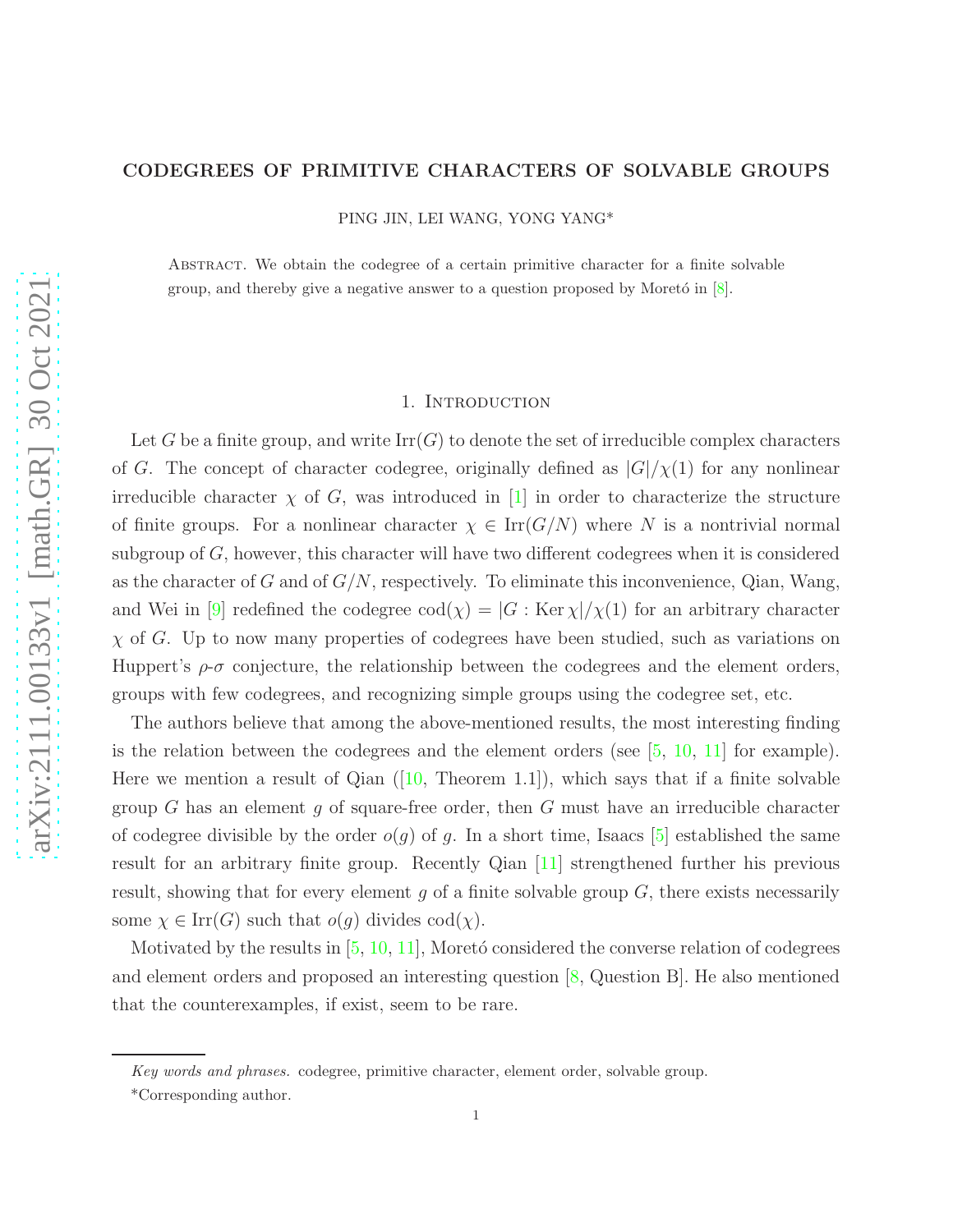# CODEGREES OF PRIMITIVE CHARACTERS OF SOLVABLE GROUPS

PING JIN, LEI WANG, YONG YANG*

Abstract. We obtain the codegree of a certain primitive character for a finite solvable group, and thereby give a negative answer to a question proposed by Moretó in [8].

## 1. Introduction

Let $G$ be a finite group, and write $\operatorname{Irr}(G)$ to denote the set of irreducible complex characters of $G$. The concept of character codegree, originally defined as $|G|/\chi(1)$ for any nonlinear irreducible character $\chi$ of $G$, was introduced in [1] in order to characterize the structure of finite groups. For a nonlinear character $\chi \in \operatorname{Irr}(G/N)$ where $N$ is a nontrivial normal subgroup of $G$, however, this character will have two different codegrees when it is considered as the character of $G$ and of $G/N$, respectively. To eliminate this inconvenience, Qian, Wang, and Wei in [9] redefined the codegree $\operatorname{cod}(\chi) = |G : \operatorname{Ker}\chi|/\chi(1)$ for an arbitrary character $\chi$ of $G$. Up to now many properties of codegrees have been studied, such as variations on Huppert's $\rho$-$\sigma$ conjecture, the relationship between the codegrees and the element orders, groups with few codegrees, and recognizing simple groups using the codegree set, etc.

The authors believe that among the above-mentioned results, the most interesting finding is the relation between the codegrees and the element orders (see [5, 10, 11] for example). Here we mention a result of Qian ([10, Theorem 1.1]), which says that if a finite solvable group $G$ has an element $g$ of square-free order, then $G$ must have an irreducible character of codegree divisible by the order $o(g)$ of $g$. In a short time, Isaacs [5] established the same result for an arbitrary finite group. Recently Qian [11] strengthened further his previous result, showing that for every element $g$ of a finite solvable group $G$, there exists necessarily some $\chi \in \operatorname{Irr}(G)$ such that $o(g)$ divides $\operatorname{cod}(\chi)$.

Motivated by the results in [5, 10, 11], Moretó considered the converse relation of codegrees and element orders and proposed an interesting question [8, Question B]. He also mentioned that the counterexamples, if exist, seem to be rare.

*Key words and phrases.* codegree, primitive character, element order, solvable group.

*Corresponding author.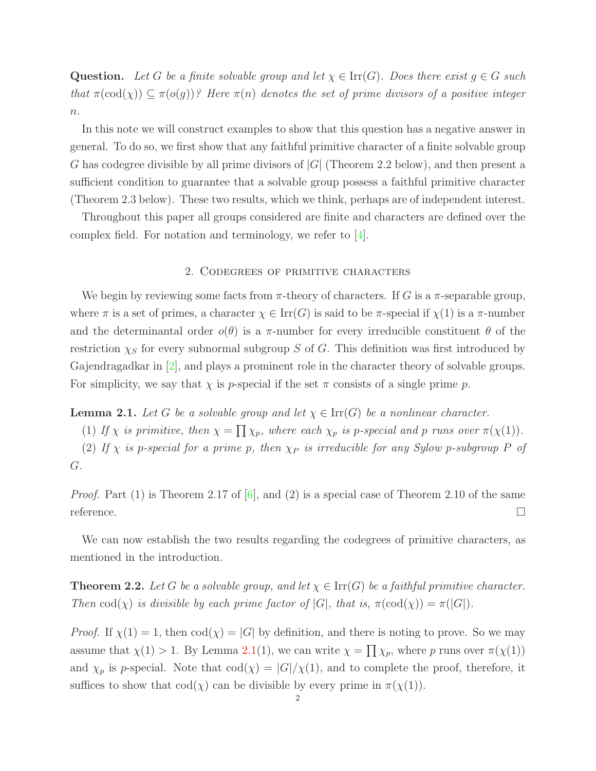**Question.** *Let $G$ be a finite solvable group and let $\chi \in \mathrm{Irr}(G)$. Does there exist $g \in G$ such that $\pi(\mathrm{cod}(\chi)) \subseteq \pi(o(g))$? Here $\pi(n)$ denotes the set of prime divisors of a positive integer $n$.*

In this note we will construct examples to show that this question has a negative answer in general. To do so, we first show that any faithful primitive character of a finite solvable group $G$ has codegree divisible by all prime divisors of $|G|$ (Theorem 2.2 below), and then present a sufficient condition to guarantee that a solvable group possess a faithful primitive character (Theorem 2.3 below). These two results, which we think, perhaps are of independent interest.

Throughout this paper all groups considered are finite and characters are defined over the complex field. For notation and terminology, we refer to [4].

## 2. Codegrees of primitive characters

We begin by reviewing some facts from $\pi$-theory of characters. If $G$ is a $\pi$-separable group, where $\pi$ is a set of primes, a character $\chi \in \mathrm{Irr}(G)$ is said to be $\pi$-special if $\chi(1)$ is a $\pi$-number and the determinantal order $o(\theta)$ is a $\pi$-number for every irreducible constituent $\theta$ of the restriction $\chi_S$ for every subnormal subgroup $S$ of $G$. This definition was first introduced by Gajendragadkar in [2], and plays a prominent role in the character theory of solvable groups. For simplicity, we say that $\chi$ is $p$-special if the set $\pi$ consists of a single prime $p$.

**Lemma 2.1.** *Let $G$ be a solvable group and let $\chi \in \mathrm{Irr}(G)$ be a nonlinear character.*

*(1) If $\chi$ is primitive, then $\chi = \prod \chi_p$, where each $\chi_p$ is $p$-special and $p$ runs over $\pi(\chi(1))$.*

*(2) If $\chi$ is $p$-special for a prime $p$, then $\chi_P$ is irreducible for any Sylow $p$-subgroup $P$ of $G$.*

*Proof.* Part (1) is Theorem 2.17 of [6], and (2) is a special case of Theorem 2.10 of the same reference. □

We can now establish the two results regarding the codegrees of primitive characters, as mentioned in the introduction.

**Theorem 2.2.** *Let $G$ be a solvable group, and let $\chi \in \mathrm{Irr}(G)$ be a faithful primitive character. Then $\mathrm{cod}(\chi)$ is divisible by each prime factor of $|G|$, that is, $\pi(\mathrm{cod}(\chi)) = \pi(|G|)$.*

*Proof.* If $\chi(1) = 1$, then $\mathrm{cod}(\chi) = |G|$ by definition, and there is noting to prove. So we may assume that $\chi(1) > 1$. By Lemma 2.1(1), we can write $\chi = \prod \chi_p$, where $p$ runs over $\pi(\chi(1))$ and $\chi_p$ is $p$-special. Note that $\mathrm{cod}(\chi) = |G|/\chi(1)$, and to complete the proof, therefore, it suffices to show that $\mathrm{cod}(\chi)$ can be divisible by every prime in $\pi(\chi(1))$.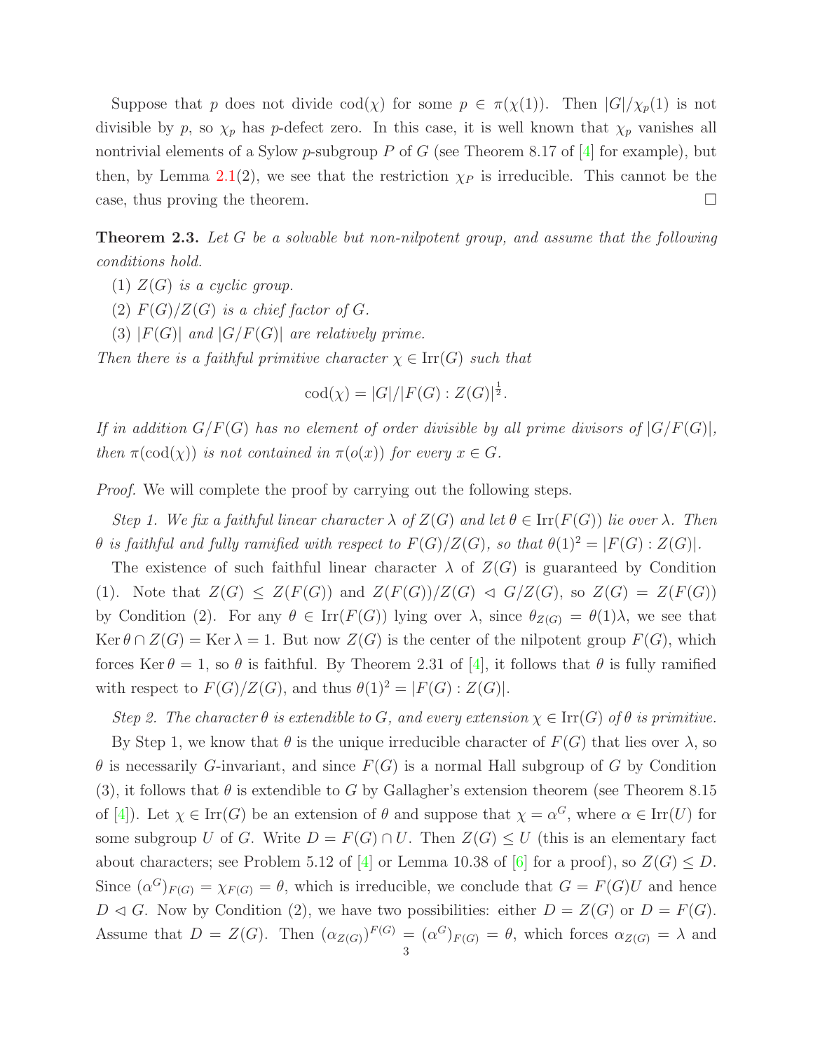Suppose that $p$ does not divide $\mathrm{cod}(\chi)$ for some $p \in \pi(\chi(1))$. Then $|G|/\chi_p(1)$ is not divisible by $p$, so $\chi_p$ has $p$-defect zero. In this case, it is well known that $\chi_p$ vanishes all nontrivial elements of a Sylow $p$-subgroup $P$ of $G$ (see Theorem 8.17 of [4] for example), but then, by Lemma 2.1(2), we see that the restriction $\chi_P$ is irreducible. This cannot be the case, thus proving the theorem. □

**Theorem 2.3.** *Let $G$ be a solvable but non-nilpotent group, and assume that the following conditions hold.*

*(1) $Z(G)$ is a cyclic group.*

*(2) $F(G)/Z(G)$ is a chief factor of $G$.*

*(3) $|F(G)|$ and $|G/F(G)|$ are relatively prime.*

*Then there is a faithful primitive character $\chi \in \mathrm{Irr}(G)$ such that*

$$\mathrm{cod}(\chi) = |G|/|F(G) : Z(G)|^{\frac{1}{2}}.$$

*If in addition $G/F(G)$ has no element of order divisible by all prime divisors of $|G/F(G)|$, then $\pi(\mathrm{cod}(\chi))$ is not contained in $\pi(o(x))$ for every $x \in G$.*

*Proof.* We will complete the proof by carrying out the following steps.

*Step 1. We fix a faithful linear character $\lambda$ of $Z(G)$ and let $\theta \in \mathrm{Irr}(F(G))$ lie over $\lambda$. Then $\theta$ is faithful and fully ramified with respect to $F(G)/Z(G)$, so that $\theta(1)^2 = |F(G) : Z(G)|$.*

The existence of such faithful linear character $\lambda$ of $Z(G)$ is guaranteed by Condition (1). Note that $Z(G) \leq Z(F(G))$ and $Z(F(G))/Z(G) \lhd G/Z(G)$, so $Z(G) = Z(F(G))$ by Condition (2). For any $\theta \in \mathrm{Irr}(F(G))$ lying over $\lambda$, since $\theta_{Z(G)} = \theta(1)\lambda$, we see that $\mathrm{Ker}\,\theta \cap Z(G) = \mathrm{Ker}\,\lambda = 1$. But now $Z(G)$ is the center of the nilpotent group $F(G)$, which forces $\mathrm{Ker}\,\theta = 1$, so $\theta$ is faithful. By Theorem 2.31 of [4], it follows that $\theta$ is fully ramified with respect to $F(G)/Z(G)$, and thus $\theta(1)^2 = |F(G) : Z(G)|$.

*Step 2. The character $\theta$ is extendible to $G$, and every extension $\chi \in \mathrm{Irr}(G)$ of $\theta$ is primitive.*

By Step 1, we know that $\theta$ is the unique irreducible character of $F(G)$ that lies over $\lambda$, so $\theta$ is necessarily $G$-invariant, and since $F(G)$ is a normal Hall subgroup of $G$ by Condition (3), it follows that $\theta$ is extendible to $G$ by Gallagher's extension theorem (see Theorem 8.15 of [4]). Let $\chi \in \mathrm{Irr}(G)$ be an extension of $\theta$ and suppose that $\chi = \alpha^G$, where $\alpha \in \mathrm{Irr}(U)$ for some subgroup $U$ of $G$. Write $D = F(G) \cap U$. Then $Z(G) \leq U$ (this is an elementary fact about characters; see Problem 5.12 of [4] or Lemma 10.38 of [6] for a proof), so $Z(G) \leq D$. Since $(\alpha^G)_{F(G)} = \chi_{F(G)} = \theta$, which is irreducible, we conclude that $G = F(G)U$ and hence $D \lhd G$. Now by Condition (2), we have two possibilities: either $D = Z(G)$ or $D = F(G)$. Assume that $D = Z(G)$. Then $(\alpha_{Z(G)})^{F(G)} = (\alpha^G)_{F(G)} = \theta$, which forces $\alpha_{Z(G)} = \lambda$ and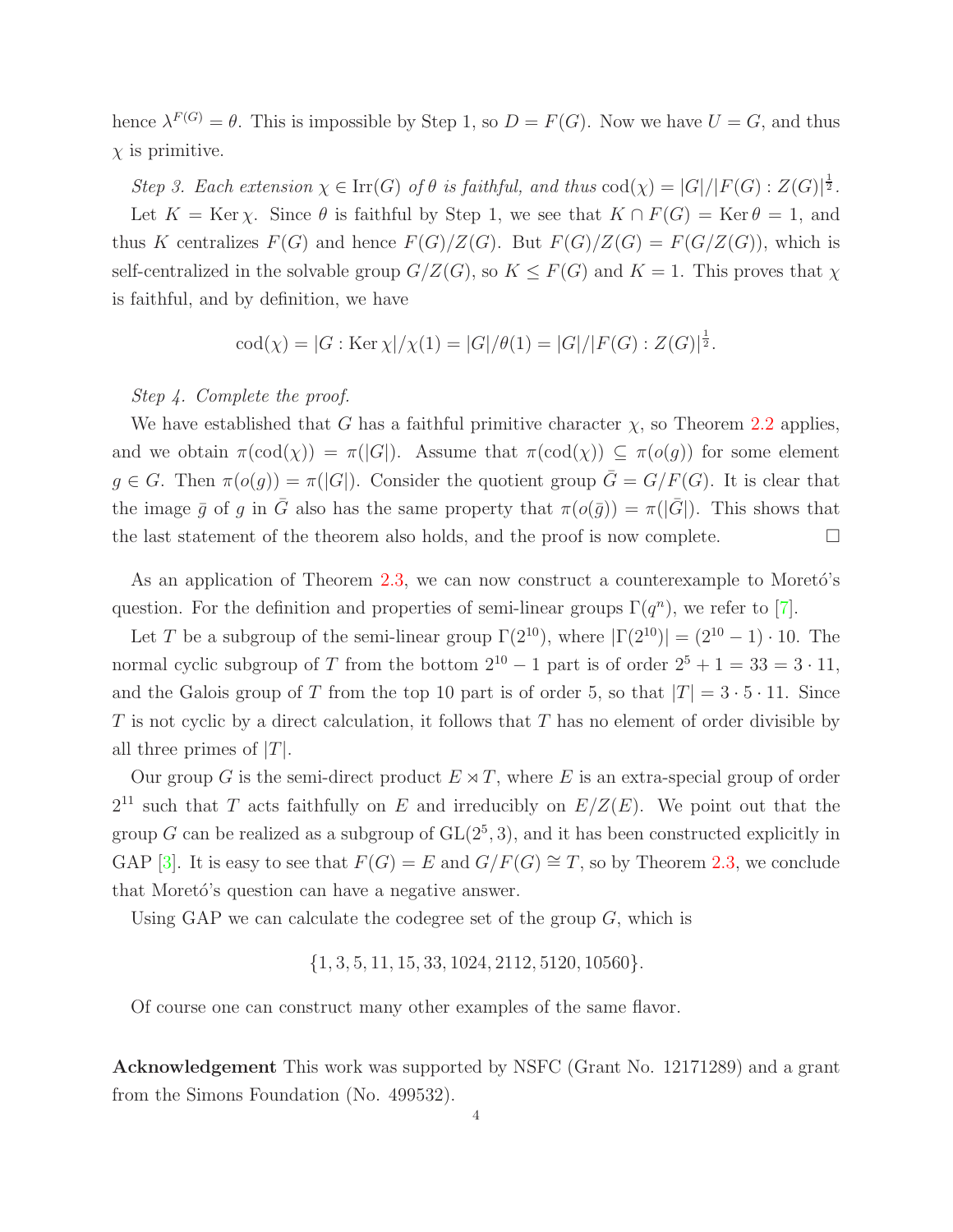hence $\lambda^{F(G)} = \theta$. This is impossible by Step 1, so $D = F(G)$. Now we have $U = G$, and thus $\chi$ is primitive.

*Step 3. Each extension $\chi \in \mathrm{Irr}(G)$ of $\theta$ is faithful, and thus $\mathrm{cod}(\chi) = |G|/|F(G) : Z(G)|^{\frac{1}{2}}$.*

Let $K = \mathrm{Ker}\,\chi$. Since $\theta$ is faithful by Step 1, we see that $K \cap F(G) = \mathrm{Ker}\,\theta = 1$, and thus $K$ centralizes $F(G)$ and hence $F(G)/Z(G)$. But $F(G)/Z(G) = F(G/Z(G))$, which is self-centralized in the solvable group $G/Z(G)$, so $K \leq F(G)$ and $K = 1$. This proves that $\chi$ is faithful, and by definition, we have

$$\mathrm{cod}(\chi) = |G : \mathrm{Ker}\,\chi|/\chi(1) = |G|/\theta(1) = |G|/|F(G) : Z(G)|^{\frac{1}{2}}.$$

*Step 4. Complete the proof.*

We have established that $G$ has a faithful primitive character $\chi$, so Theorem 2.2 applies, and we obtain $\pi(\mathrm{cod}(\chi)) = \pi(|G|)$. Assume that $\pi(\mathrm{cod}(\chi)) \subseteq \pi(o(g))$ for some element $g \in G$. Then $\pi(o(g)) = \pi(|G|)$. Consider the quotient group $\bar{G} = G/F(G)$. It is clear that the image $\bar{g}$ of $g$ in $\bar{G}$ also has the same property that $\pi(o(\bar{g})) = \pi(|\bar{G}|)$. This shows that the last statement of the theorem also holds, and the proof is now complete. □

As an application of Theorem 2.3, we can now construct a counterexample to Moretó's question. For the definition and properties of semi-linear groups $\Gamma(q^n)$, we refer to [7].

Let $T$ be a subgroup of the semi-linear group $\Gamma(2^{10})$, where $|\Gamma(2^{10})| = (2^{10} - 1) \cdot 10$. The normal cyclic subgroup of $T$ from the bottom $2^{10} - 1$ part is of order $2^5 + 1 = 33 = 3 \cdot 11$, and the Galois group of $T$ from the top 10 part is of order 5, so that $|T| = 3 \cdot 5 \cdot 11$. Since $T$ is not cyclic by a direct calculation, it follows that $T$ has no element of order divisible by all three primes of $|T|$.

Our group $G$ is the semi-direct product $E \rtimes T$, where $E$ is an extra-special group of order $2^{11}$ such that $T$ acts faithfully on $E$ and irreducibly on $E/Z(E)$. We point out that the group $G$ can be realized as a subgroup of $\mathrm{GL}(2^5, 3)$, and it has been constructed explicitly in GAP [3]. It is easy to see that $F(G) = E$ and $G/F(G) \cong T$, so by Theorem 2.3, we conclude that Moretó's question can have a negative answer.

Using GAP we can calculate the codegree set of the group $G$, which is

$$\{1, 3, 5, 11, 15, 33, 1024, 2112, 5120, 10560\}.$$

Of course one can construct many other examples of the same flavor.

**Acknowledgement** This work was supported by NSFC (Grant No. 12171289) and a grant from the Simons Foundation (No. 499532).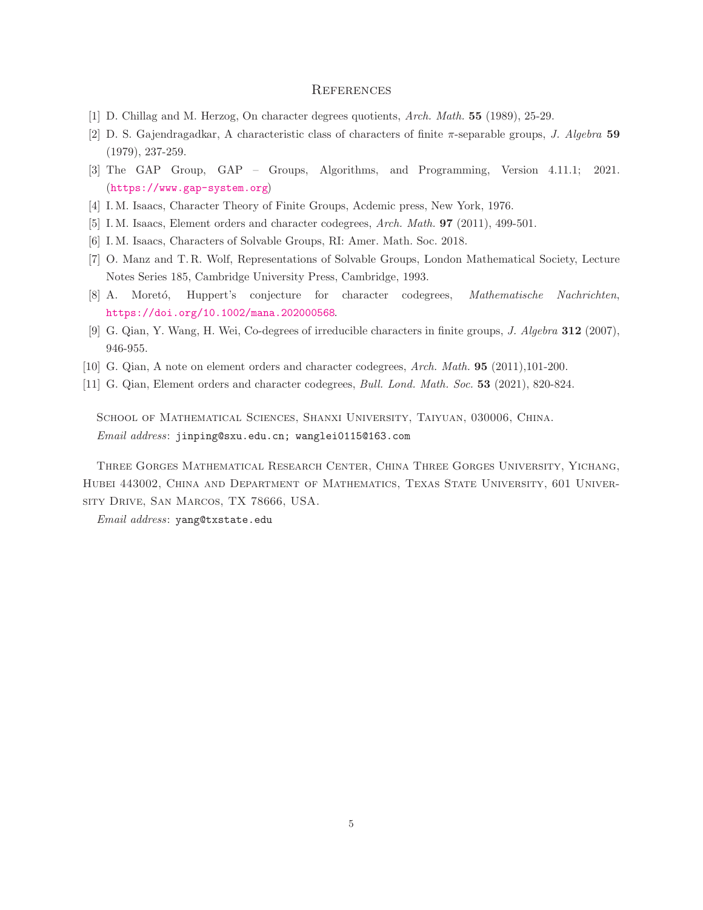## References

[1] D. Chillag and M. Herzog, On character degrees quotients, *Arch. Math.* **55** (1989), 25-29.

[2] D. S. Gajendragadkar, A characteristic class of characters of finite $\pi$-separable groups, *J. Algebra* **59** (1979), 237-259.

[3] The GAP Group, GAP – Groups, Algorithms, and Programming, Version 4.11.1; 2021. (https://www.gap-system.org)

[4] I. M. Isaacs, Character Theory of Finite Groups, Acdemic press, New York, 1976.

[5] I. M. Isaacs, Element orders and character codegrees, *Arch. Math.* **97** (2011), 499-501.

[6] I. M. Isaacs, Characters of Solvable Groups, RI: Amer. Math. Soc. 2018.

[7] O. Manz and T. R. Wolf, Representations of Solvable Groups, London Mathematical Society, Lecture Notes Series 185, Cambridge University Press, Cambridge, 1993.

[8] A. Moretó, Huppert's conjecture for character codegrees, *Mathematische Nachrichten*, https://doi.org/10.1002/mana.202000568.

[9] G. Qian, Y. Wang, H. Wei, Co-degrees of irreducible characters in finite groups, *J. Algebra* **312** (2007), 946-955.

[10] G. Qian, A note on element orders and character codegrees, *Arch. Math.* **95** (2011),101-200.

[11] G. Qian, Element orders and character codegrees, *Bull. Lond. Math. Soc.* **53** (2021), 820-824.

School of Mathematical Sciences, Shanxi University, Taiyuan, 030006, China.

*Email address*: jinping@sxu.edu.cn; wanglei0115@163.com

Three Gorges Mathematical Research Center, China Three Gorges University, Yichang, Hubei 443002, China and Department of Mathematics, Texas State University, 601 University Drive, San Marcos, TX 78666, USA.

*Email address*: yang@txstate.edu